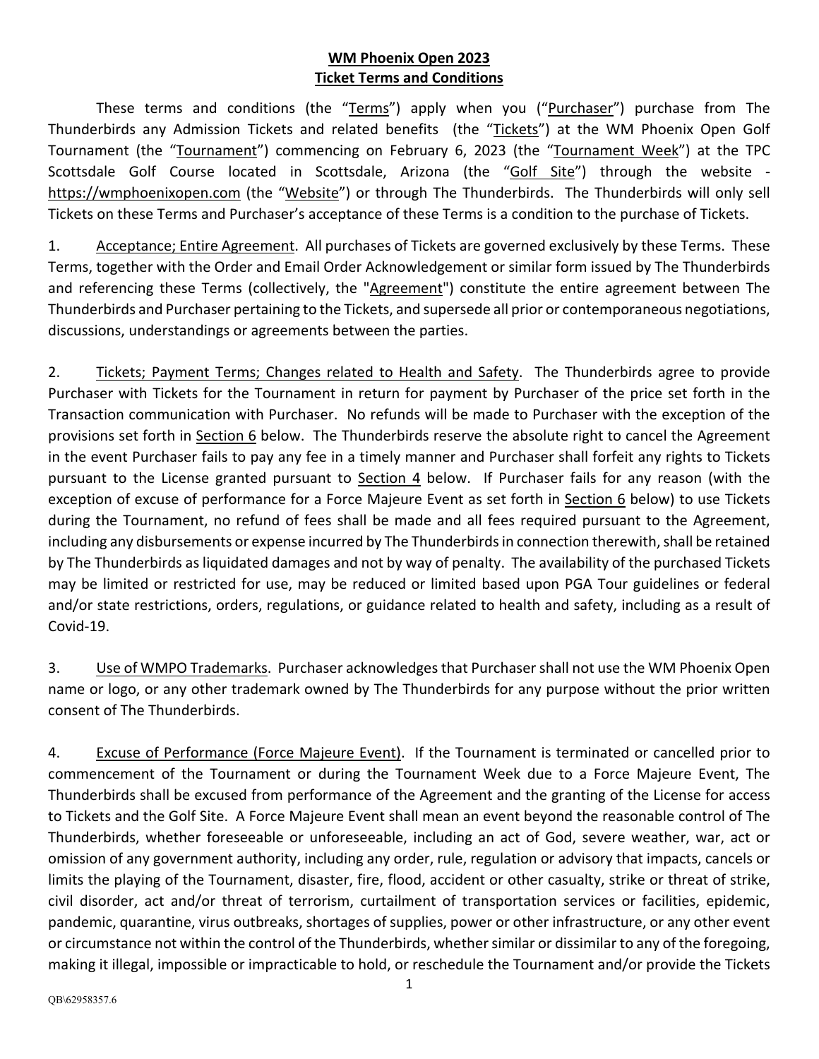**WM Phoenix Open 2023**
**Ticket Terms and Conditions**

These terms and conditions (the "Terms") apply when you ("Purchaser") purchase from The Thunderbirds any Admission Tickets and related benefits (the "Tickets") at the WM Phoenix Open Golf Tournament (the "Tournament") commencing on February 6, 2023 (the "Tournament Week") at the TPC Scottsdale Golf Course located in Scottsdale, Arizona (the "Golf Site") through the website - https://wmphoenixopen.com (the "Website") or through The Thunderbirds. The Thunderbirds will only sell Tickets on these Terms and Purchaser's acceptance of these Terms is a condition to the purchase of Tickets.

1. Acceptance; Entire Agreement. All purchases of Tickets are governed exclusively by these Terms. These Terms, together with the Order and Email Order Acknowledgement or similar form issued by The Thunderbirds and referencing these Terms (collectively, the "Agreement") constitute the entire agreement between The Thunderbirds and Purchaser pertaining to the Tickets, and supersede all prior or contemporaneous negotiations, discussions, understandings or agreements between the parties.

2. Tickets; Payment Terms; Changes related to Health and Safety. The Thunderbirds agree to provide Purchaser with Tickets for the Tournament in return for payment by Purchaser of the price set forth in the Transaction communication with Purchaser. No refunds will be made to Purchaser with the exception of the provisions set forth in Section 6 below. The Thunderbirds reserve the absolute right to cancel the Agreement in the event Purchaser fails to pay any fee in a timely manner and Purchaser shall forfeit any rights to Tickets pursuant to the License granted pursuant to Section 4 below. If Purchaser fails for any reason (with the exception of excuse of performance for a Force Majeure Event as set forth in Section 6 below) to use Tickets during the Tournament, no refund of fees shall be made and all fees required pursuant to the Agreement, including any disbursements or expense incurred by The Thunderbirds in connection therewith, shall be retained by The Thunderbirds as liquidated damages and not by way of penalty. The availability of the purchased Tickets may be limited or restricted for use, may be reduced or limited based upon PGA Tour guidelines or federal and/or state restrictions, orders, regulations, or guidance related to health and safety, including as a result of Covid-19.

3. Use of WMPO Trademarks. Purchaser acknowledges that Purchaser shall not use the WM Phoenix Open name or logo, or any other trademark owned by The Thunderbirds for any purpose without the prior written consent of The Thunderbirds.

4. Excuse of Performance (Force Majeure Event). If the Tournament is terminated or cancelled prior to commencement of the Tournament or during the Tournament Week due to a Force Majeure Event, The Thunderbirds shall be excused from performance of the Agreement and the granting of the License for access to Tickets and the Golf Site. A Force Majeure Event shall mean an event beyond the reasonable control of The Thunderbirds, whether foreseeable or unforeseeable, including an act of God, severe weather, war, act or omission of any government authority, including any order, rule, regulation or advisory that impacts, cancels or limits the playing of the Tournament, disaster, fire, flood, accident or other casualty, strike or threat of strike, civil disorder, act and/or threat of terrorism, curtailment of transportation services or facilities, epidemic, pandemic, quarantine, virus outbreaks, shortages of supplies, power or other infrastructure, or any other event or circumstance not within the control of the Thunderbirds, whether similar or dissimilar to any of the foregoing, making it illegal, impossible or impracticable to hold, or reschedule the Tournament and/or provide the Tickets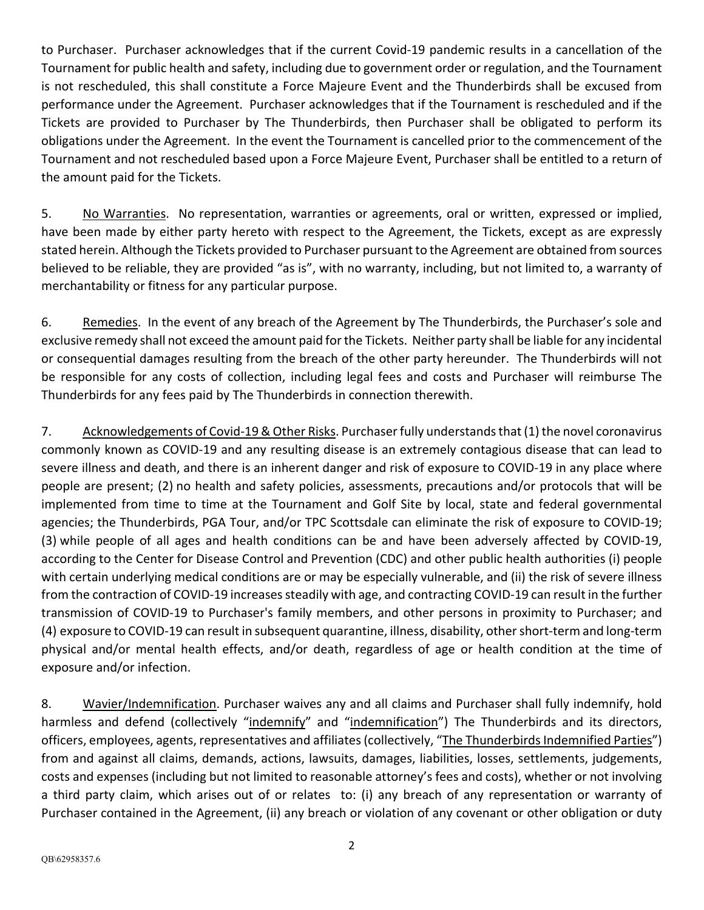to Purchaser. Purchaser acknowledges that if the current Covid-19 pandemic results in a cancellation of the Tournament for public health and safety, including due to government order or regulation, and the Tournament is not rescheduled, this shall constitute a Force Majeure Event and the Thunderbirds shall be excused from performance under the Agreement. Purchaser acknowledges that if the Tournament is rescheduled and if the Tickets are provided to Purchaser by The Thunderbirds, then Purchaser shall be obligated to perform its obligations under the Agreement. In the event the Tournament is cancelled prior to the commencement of the Tournament and not rescheduled based upon a Force Majeure Event, Purchaser shall be entitled to a return of the amount paid for the Tickets.

5. <u>No Warranties</u>. No representation, warranties or agreements, oral or written, expressed or implied, have been made by either party hereto with respect to the Agreement, the Tickets, except as are expressly stated herein. Although the Tickets provided to Purchaser pursuant to the Agreement are obtained from sources believed to be reliable, they are provided "as is", with no warranty, including, but not limited to, a warranty of merchantability or fitness for any particular purpose.

6. <u>Remedies</u>. In the event of any breach of the Agreement by The Thunderbirds, the Purchaser's sole and exclusive remedy shall not exceed the amount paid for the Tickets. Neither party shall be liable for any incidental or consequential damages resulting from the breach of the other party hereunder. The Thunderbirds will not be responsible for any costs of collection, including legal fees and costs and Purchaser will reimburse The Thunderbirds for any fees paid by The Thunderbirds in connection therewith.

7. <u>Acknowledgements of Covid-19 & Other Risks</u>. Purchaser fully understands that (1) the novel coronavirus commonly known as COVID-19 and any resulting disease is an extremely contagious disease that can lead to severe illness and death, and there is an inherent danger and risk of exposure to COVID-19 in any place where people are present; (2) no health and safety policies, assessments, precautions and/or protocols that will be implemented from time to time at the Tournament and Golf Site by local, state and federal governmental agencies; the Thunderbirds, PGA Tour, and/or TPC Scottsdale can eliminate the risk of exposure to COVID-19; (3) while people of all ages and health conditions can be and have been adversely affected by COVID-19, according to the Center for Disease Control and Prevention (CDC) and other public health authorities (i) people with certain underlying medical conditions are or may be especially vulnerable, and (ii) the risk of severe illness from the contraction of COVID-19 increases steadily with age, and contracting COVID-19 can result in the further transmission of COVID-19 to Purchaser's family members, and other persons in proximity to Purchaser; and (4) exposure to COVID-19 can result in subsequent quarantine, illness, disability, other short-term and long-term physical and/or mental health effects, and/or death, regardless of age or health condition at the time of exposure and/or infection.

8. <u>Wavier/Indemnification</u>. Purchaser waives any and all claims and Purchaser shall fully indemnify, hold harmless and defend (collectively "<u>indemnify</u>" and "<u>indemnification</u>") The Thunderbirds and its directors, officers, employees, agents, representatives and affiliates (collectively, "<u>The Thunderbirds Indemnified Parties</u>") from and against all claims, demands, actions, lawsuits, damages, liabilities, losses, settlements, judgements, costs and expenses (including but not limited to reasonable attorney's fees and costs), whether or not involving a third party claim, which arises out of or relates to: (i) any breach of any representation or warranty of Purchaser contained in the Agreement, (ii) any breach or violation of any covenant or other obligation or duty

QB\62958357.6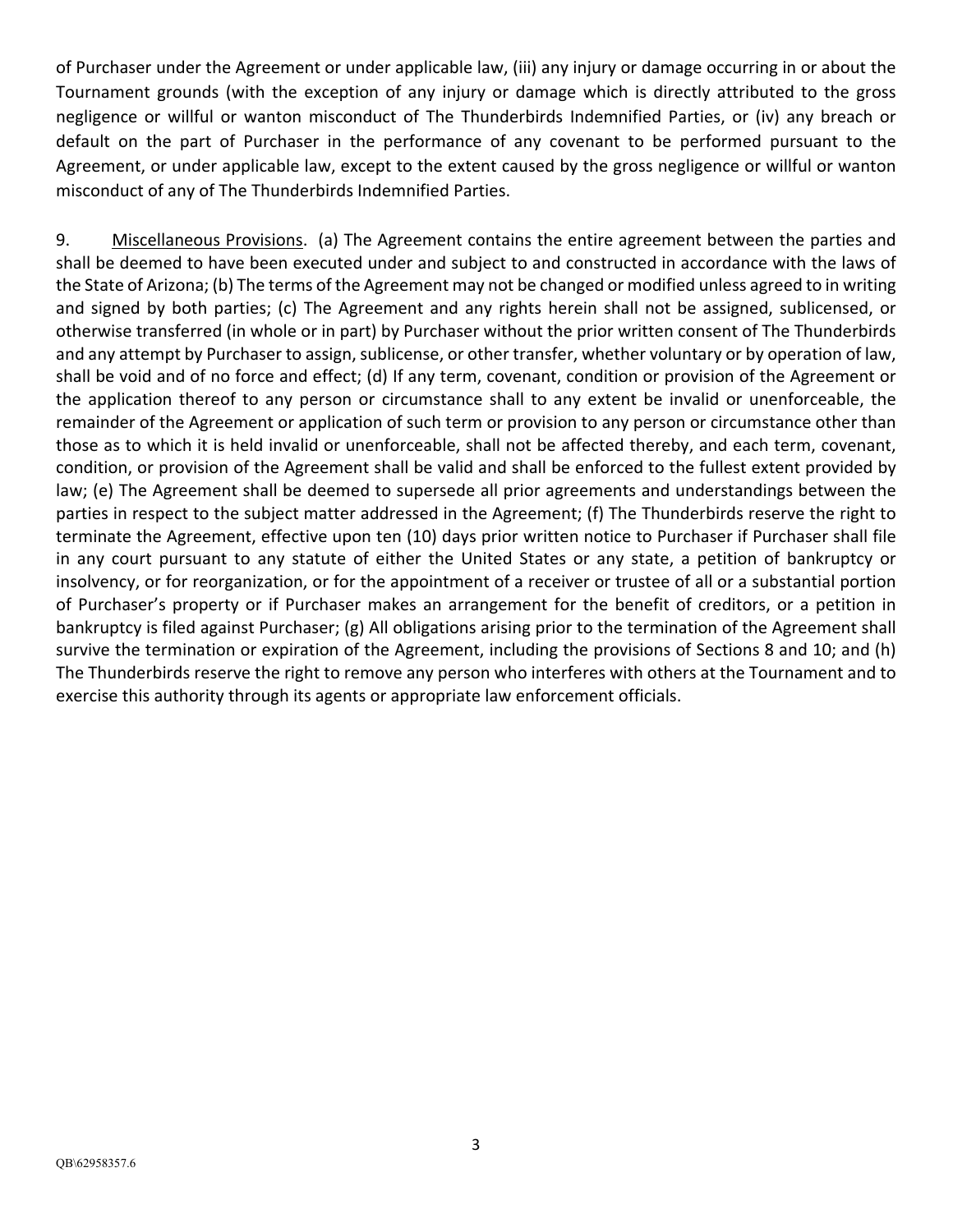of Purchaser under the Agreement or under applicable law, (iii) any injury or damage occurring in or about the Tournament grounds (with the exception of any injury or damage which is directly attributed to the gross negligence or willful or wanton misconduct of The Thunderbirds Indemnified Parties, or (iv) any breach or default on the part of Purchaser in the performance of any covenant to be performed pursuant to the Agreement, or under applicable law, except to the extent caused by the gross negligence or willful or wanton misconduct of any of The Thunderbirds Indemnified Parties.

9. Miscellaneous Provisions. (a) The Agreement contains the entire agreement between the parties and shall be deemed to have been executed under and subject to and constructed in accordance with the laws of the State of Arizona; (b) The terms of the Agreement may not be changed or modified unless agreed to in writing and signed by both parties; (c) The Agreement and any rights herein shall not be assigned, sublicensed, or otherwise transferred (in whole or in part) by Purchaser without the prior written consent of The Thunderbirds and any attempt by Purchaser to assign, sublicense, or other transfer, whether voluntary or by operation of law, shall be void and of no force and effect; (d) If any term, covenant, condition or provision of the Agreement or the application thereof to any person or circumstance shall to any extent be invalid or unenforceable, the remainder of the Agreement or application of such term or provision to any person or circumstance other than those as to which it is held invalid or unenforceable, shall not be affected thereby, and each term, covenant, condition, or provision of the Agreement shall be valid and shall be enforced to the fullest extent provided by law; (e) The Agreement shall be deemed to supersede all prior agreements and understandings between the parties in respect to the subject matter addressed in the Agreement; (f) The Thunderbirds reserve the right to terminate the Agreement, effective upon ten (10) days prior written notice to Purchaser if Purchaser shall file in any court pursuant to any statute of either the United States or any state, a petition of bankruptcy or insolvency, or for reorganization, or for the appointment of a receiver or trustee of all or a substantial portion of Purchaser's property or if Purchaser makes an arrangement for the benefit of creditors, or a petition in bankruptcy is filed against Purchaser; (g) All obligations arising prior to the termination of the Agreement shall survive the termination or expiration of the Agreement, including the provisions of Sections 8 and 10; and (h) The Thunderbirds reserve the right to remove any person who interferes with others at the Tournament and to exercise this authority through its agents or appropriate law enforcement officials.

QB\62958357.6